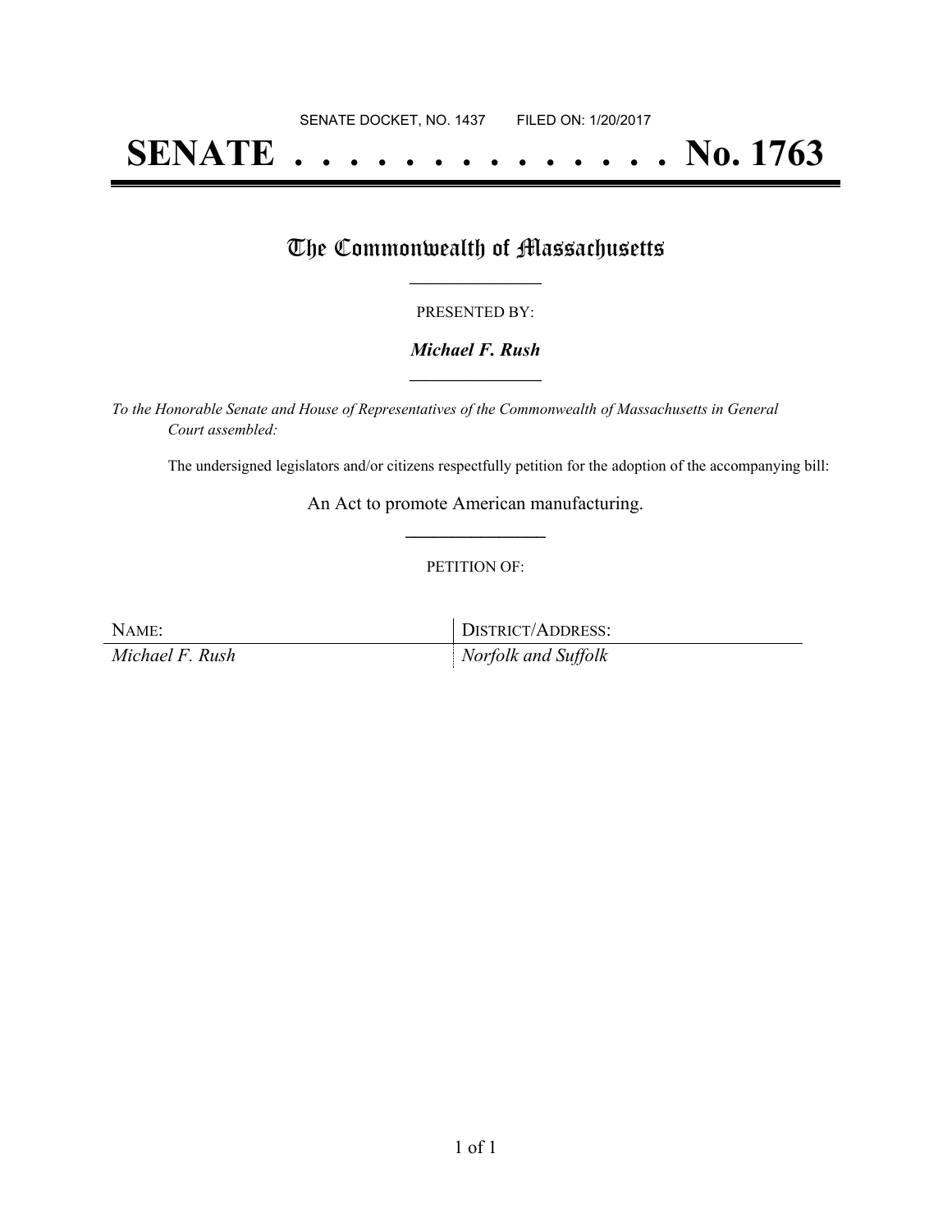SENATE DOCKET, NO. 1437        FILED ON: 1/20/2017

# SENATE . . . . . . . . . . . . . . No. 1763

## The Commonwealth of Massachusetts

PRESENTED BY:

***Michael F. Rush***

*To the Honorable Senate and House of Representatives of the Commonwealth of Massachusetts in General Court assembled:*

The undersigned legislators and/or citizens respectfully petition for the adoption of the accompanying bill:

An Act to promote American manufacturing.

PETITION OF:

| NAME: | DISTRICT/ADDRESS: |
| --- | --- |
| *Michael F. Rush* | *Norfolk and Suffolk* |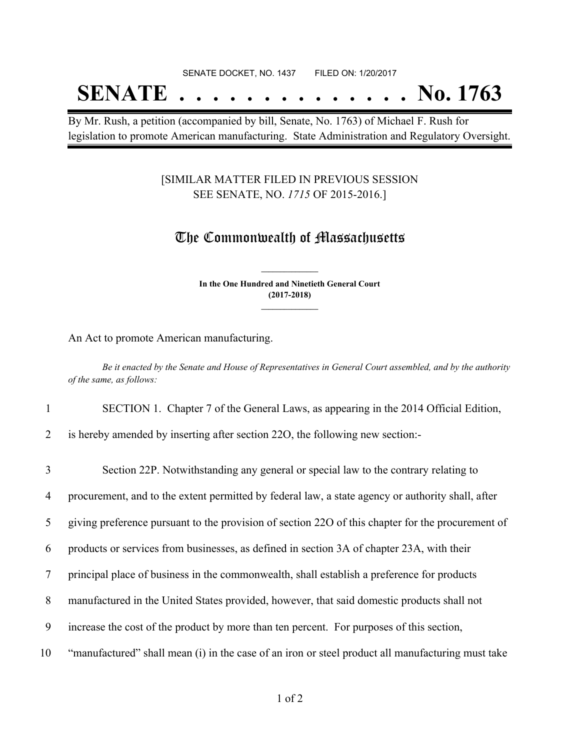SENATE DOCKET, NO. 1437 FILED ON: 1/20/2017

# SENATE . . . . . . . . . . . . . . No. 1763

By Mr. Rush, a petition (accompanied by bill, Senate, No. 1763) of Michael F. Rush for legislation to promote American manufacturing. State Administration and Regulatory Oversight.

[SIMILAR MATTER FILED IN PREVIOUS SESSION SEE SENATE, NO. *1715* OF 2015-2016.]

## The Commonwealth of Massachusetts

**In the One Hundred and Ninetieth General Court (2017-2018)**

An Act to promote American manufacturing.

*Be it enacted by the Senate and House of Representatives in General Court assembled, and by the authority of the same, as follows:*

1 SECTION 1. Chapter 7 of the General Laws, as appearing in the 2014 Official Edition,
2 is hereby amended by inserting after section 22O, the following new section:-

3 Section 22P. Notwithstanding any general or special law to the contrary relating to
4 procurement, and to the extent permitted by federal law, a state agency or authority shall, after
5 giving preference pursuant to the provision of section 22O of this chapter for the procurement of
6 products or services from businesses, as defined in section 3A of chapter 23A, with their
7 principal place of business in the commonwealth, shall establish a preference for products
8 manufactured in the United States provided, however, that said domestic products shall not
9 increase the cost of the product by more than ten percent. For purposes of this section,
10 "manufactured" shall mean (i) in the case of an iron or steel product all manufacturing must take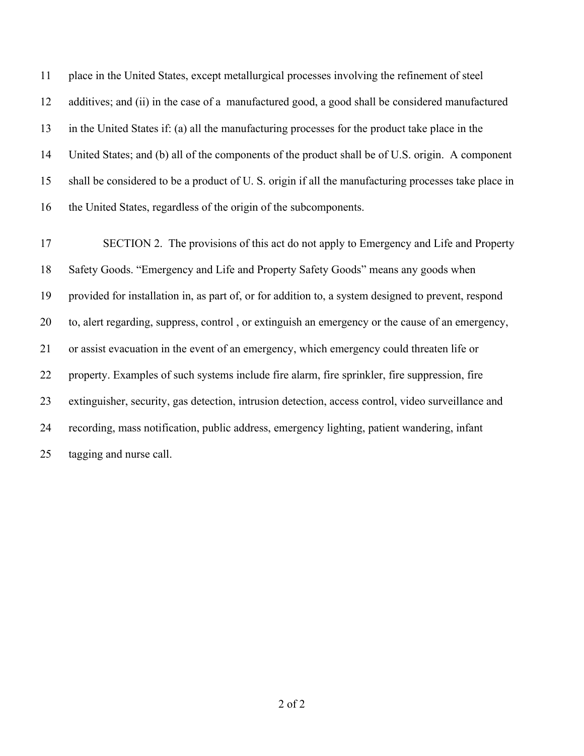place in the United States, except metallurgical processes involving the refinement of steel additives; and (ii) in the case of a manufactured good, a good shall be considered manufactured in the United States if: (a) all the manufacturing processes for the product take place in the United States; and (b) all of the components of the product shall be of U.S. origin. A component shall be considered to be a product of U. S. origin if all the manufacturing processes take place in the United States, regardless of the origin of the subcomponents.

SECTION 2. The provisions of this act do not apply to Emergency and Life and Property Safety Goods. "Emergency and Life and Property Safety Goods" means any goods when provided for installation in, as part of, or for addition to, a system designed to prevent, respond to, alert regarding, suppress, control , or extinguish an emergency or the cause of an emergency, or assist evacuation in the event of an emergency, which emergency could threaten life or property. Examples of such systems include fire alarm, fire sprinkler, fire suppression, fire extinguisher, security, gas detection, intrusion detection, access control, video surveillance and recording, mass notification, public address, emergency lighting, patient wandering, infant tagging and nurse call.